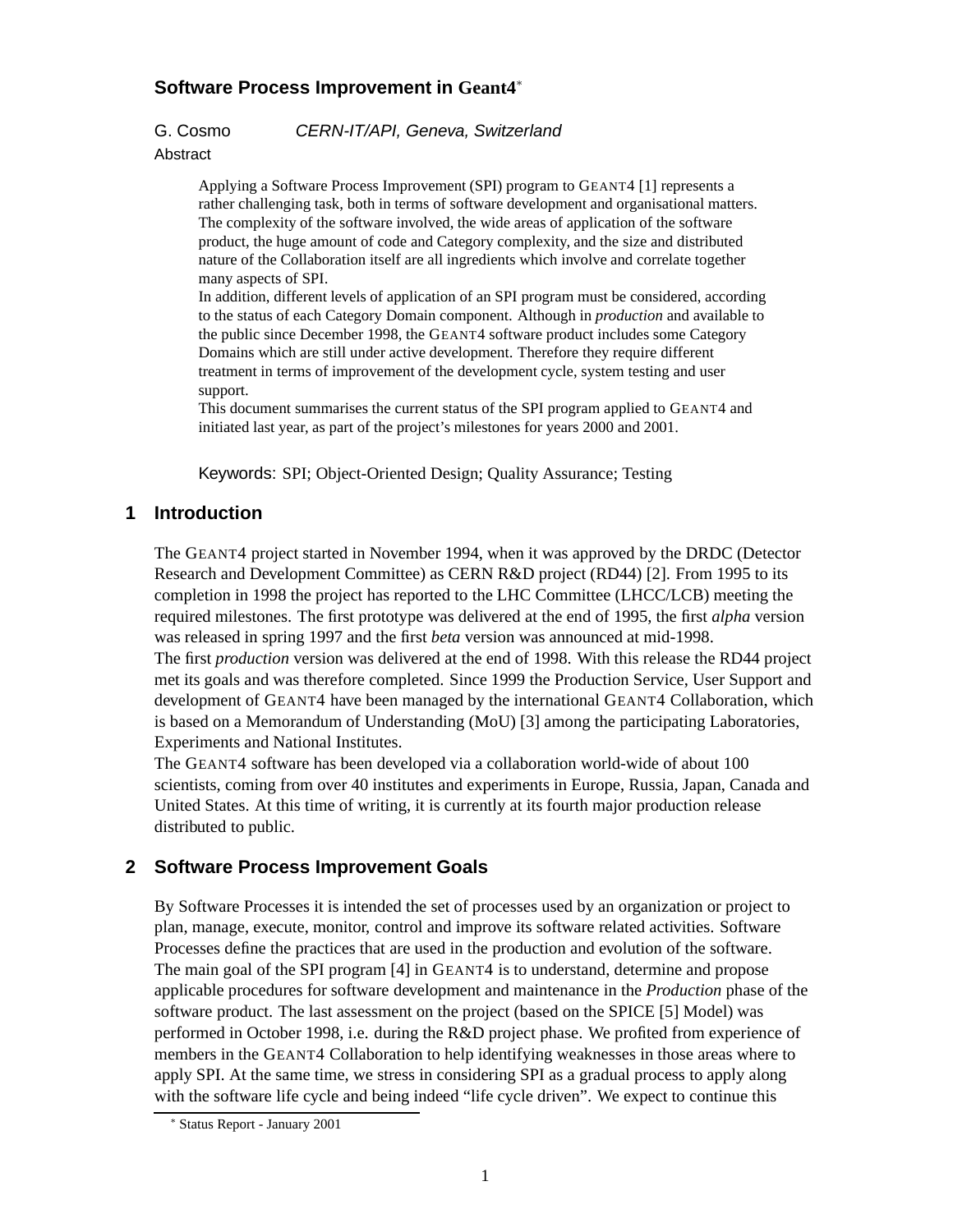# Software Process Improvement in Geant4*

G. Cosmo *CERN-IT/API, Geneva, Switzerland*

## Abstract

Applying a Software Process Improvement (SPI) program to GEANT4 [1] represents a rather challenging task, both in terms of software development and organisational matters. The complexity of the software involved, the wide areas of application of the software product, the huge amount of code and Category complexity, and the size and distributed nature of the Collaboration itself are all ingredients which involve and correlate together many aspects of SPI.

In addition, different levels of application of an SPI program must be considered, according to the status of each Category Domain component. Although in *production* and available to the public since December 1998, the GEANT4 software product includes some Category Domains which are still under active development. Therefore they require different treatment in terms of improvement of the development cycle, system testing and user support.

This document summarises the current status of the SPI program applied to GEANT4 and initiated last year, as part of the project's milestones for years 2000 and 2001.

Keywords: SPI; Object-Oriented Design; Quality Assurance; Testing

## 1 Introduction

The GEANT4 project started in November 1994, when it was approved by the DRDC (Detector Research and Development Committee) as CERN R&D project (RD44) [2]. From 1995 to its completion in 1998 the project has reported to the LHC Committee (LHCC/LCB) meeting the required milestones. The first prototype was delivered at the end of 1995, the first *alpha* version was released in spring 1997 and the first *beta* version was announced at mid-1998.

The first *production* version was delivered at the end of 1998. With this release the RD44 project met its goals and was therefore completed. Since 1999 the Production Service, User Support and development of GEANT4 have been managed by the international GEANT4 Collaboration, which is based on a Memorandum of Understanding (MoU) [3] among the participating Laboratories, Experiments and National Institutes.

The GEANT4 software has been developed via a collaboration world-wide of about 100 scientists, coming from over 40 institutes and experiments in Europe, Russia, Japan, Canada and United States. At this time of writing, it is currently at its fourth major production release distributed to public.

## 2 Software Process Improvement Goals

By Software Processes it is intended the set of processes used by an organization or project to plan, manage, execute, monitor, control and improve its software related activities. Software Processes define the practices that are used in the production and evolution of the software.

The main goal of the SPI program [4] in GEANT4 is to understand, determine and propose applicable procedures for software development and maintenance in the *Production* phase of the software product. The last assessment on the project (based on the SPICE [5] Model) was performed in October 1998, i.e. during the R&D project phase. We profited from experience of members in the GEANT4 Collaboration to help identifying weaknesses in those areas where to apply SPI. At the same time, we stress in considering SPI as a gradual process to apply along with the software life cycle and being indeed "life cycle driven". We expect to continue this

* Status Report - January 2001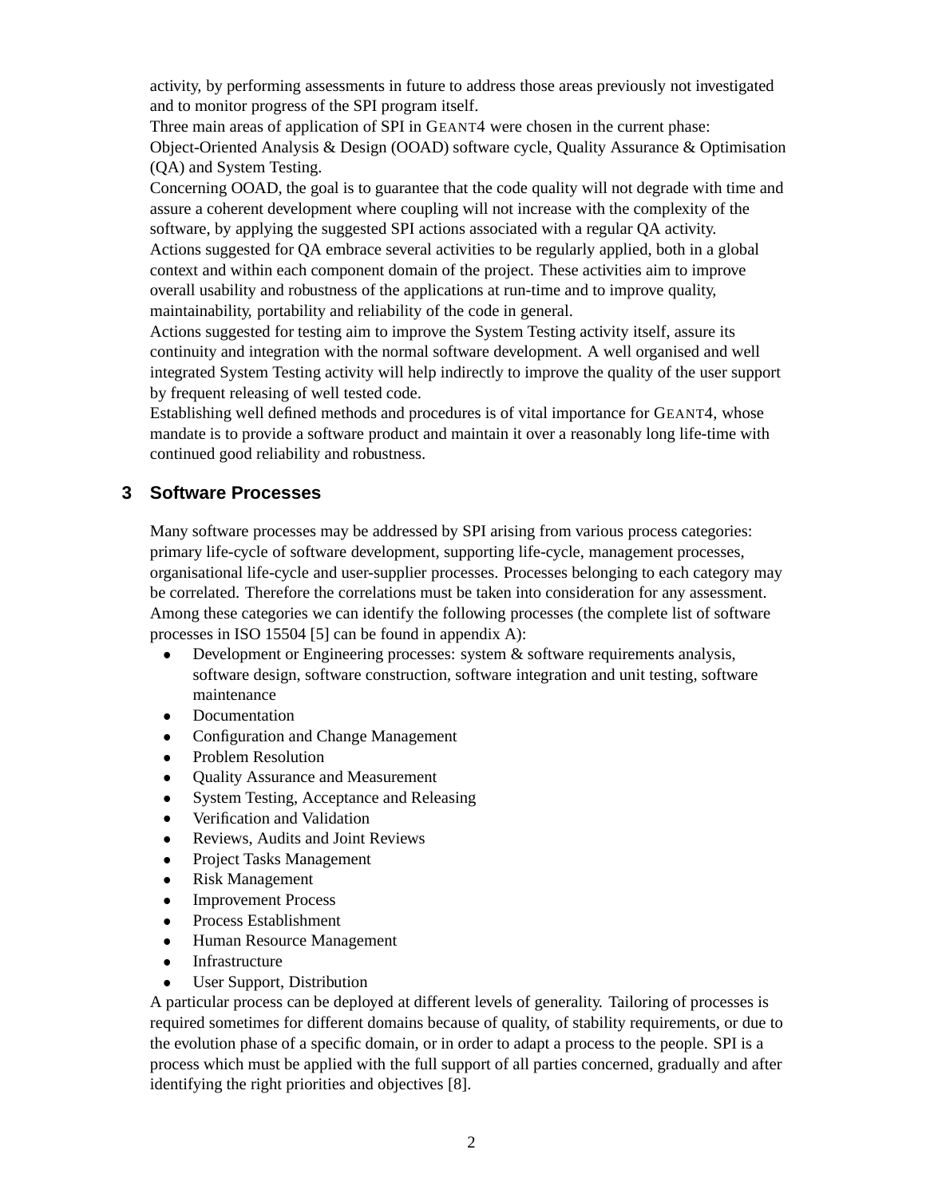activity, by performing assessments in future to address those areas previously not investigated and to monitor progress of the SPI program itself.

Three main areas of application of SPI in GEANT4 were chosen in the current phase: Object-Oriented Analysis & Design (OOAD) software cycle, Quality Assurance & Optimisation (QA) and System Testing.

Concerning OOAD, the goal is to guarantee that the code quality will not degrade with time and assure a coherent development where coupling will not increase with the complexity of the software, by applying the suggested SPI actions associated with a regular QA activity.

Actions suggested for QA embrace several activities to be regularly applied, both in a global context and within each component domain of the project. These activities aim to improve overall usability and robustness of the applications at run-time and to improve quality, maintainability, portability and reliability of the code in general.

Actions suggested for testing aim to improve the System Testing activity itself, assure its continuity and integration with the normal software development. A well organised and well integrated System Testing activity will help indirectly to improve the quality of the user support by frequent releasing of well tested code.

Establishing well defined methods and procedures is of vital importance for GEANT4, whose mandate is to provide a software product and maintain it over a reasonably long life-time with continued good reliability and robustness.

## 3 Software Processes

Many software processes may be addressed by SPI arising from various process categories: primary life-cycle of software development, supporting life-cycle, management processes, organisational life-cycle and user-supplier processes. Processes belonging to each category may be correlated. Therefore the correlations must be taken into consideration for any assessment. Among these categories we can identify the following processes (the complete list of software processes in ISO 15504 [5] can be found in appendix A):

- Development or Engineering processes: system & software requirements analysis, software design, software construction, software integration and unit testing, software maintenance
- Documentation
- Configuration and Change Management
- Problem Resolution
- Quality Assurance and Measurement
- System Testing, Acceptance and Releasing
- Verification and Validation
- Reviews, Audits and Joint Reviews
- Project Tasks Management
- Risk Management
- Improvement Process
- Process Establishment
- Human Resource Management
- Infrastructure
- User Support, Distribution

A particular process can be deployed at different levels of generality. Tailoring of processes is required sometimes for different domains because of quality, of stability requirements, or due to the evolution phase of a specific domain, or in order to adapt a process to the people. SPI is a process which must be applied with the full support of all parties concerned, gradually and after identifying the right priorities and objectives [8].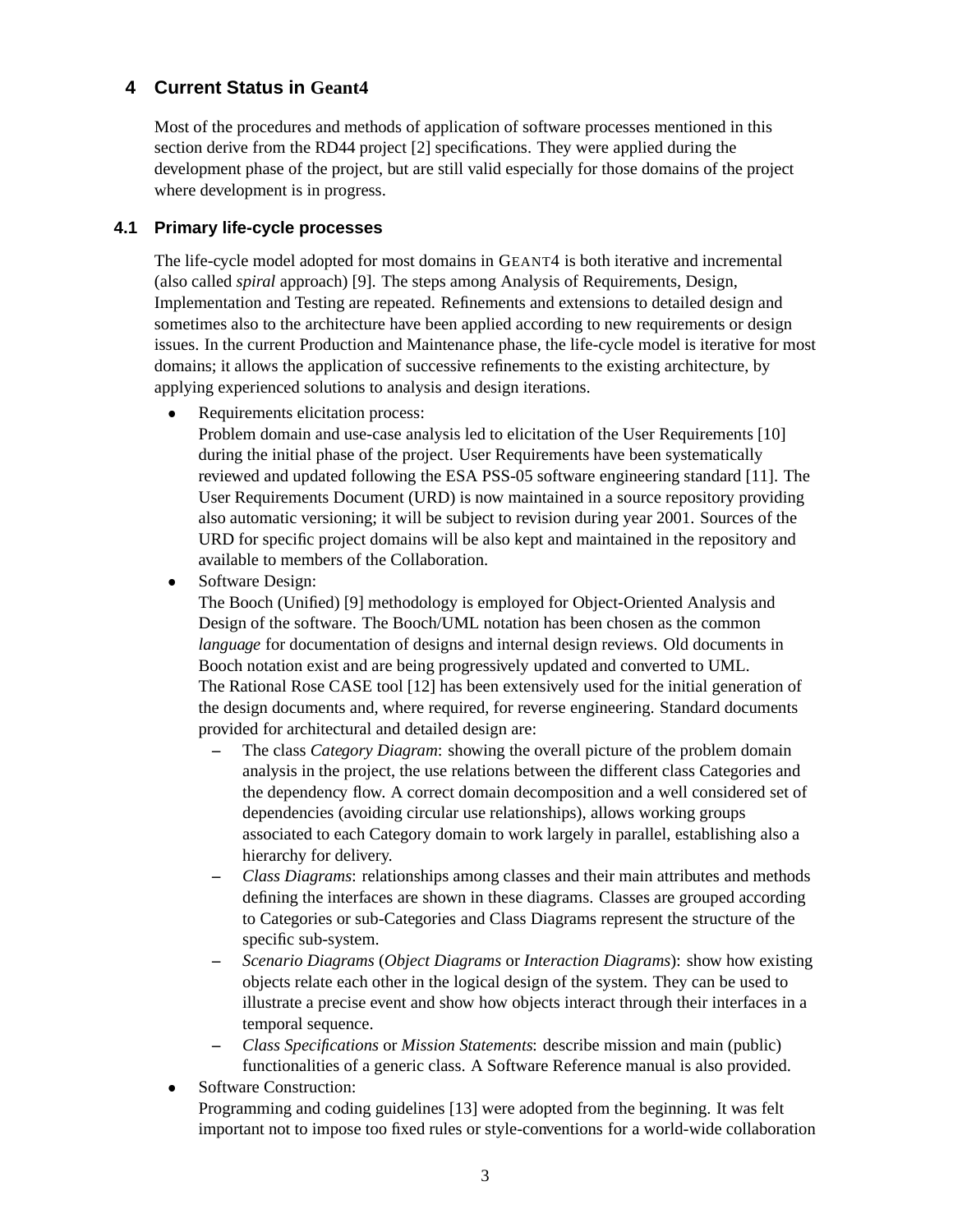## 4 Current Status in Geant4

Most of the procedures and methods of application of software processes mentioned in this section derive from the RD44 project [2] specifications. They were applied during the development phase of the project, but are still valid especially for those domains of the project where development is in progress.

### 4.1 Primary life-cycle processes

The life-cycle model adopted for most domains in GEANT4 is both iterative and incremental (also called *spiral* approach) [9]. The steps among Analysis of Requirements, Design, Implementation and Testing are repeated. Refinements and extensions to detailed design and sometimes also to the architecture have been applied according to new requirements or design issues. In the current Production and Maintenance phase, the life-cycle model is iterative for most domains; it allows the application of successive refinements to the existing architecture, by applying experienced solutions to analysis and design iterations.

- Requirements elicitation process:
  Problem domain and use-case analysis led to elicitation of the User Requirements [10] during the initial phase of the project. User Requirements have been systematically reviewed and updated following the ESA PSS-05 software engineering standard [11]. The User Requirements Document (URD) is now maintained in a source repository providing also automatic versioning; it will be subject to revision during year 2001. Sources of the URD for specific project domains will be also kept and maintained in the repository and available to members of the Collaboration.
- Software Design:
  The Booch (Unified) [9] methodology is employed for Object-Oriented Analysis and Design of the software. The Booch/UML notation has been chosen as the common *language* for documentation of designs and internal design reviews. Old documents in Booch notation exist and are being progressively updated and converted to UML.
  The Rational Rose CASE tool [12] has been extensively used for the initial generation of the design documents and, where required, for reverse engineering. Standard documents provided for architectural and detailed design are:
  - The class *Category Diagram*: showing the overall picture of the problem domain analysis in the project, the use relations between the different class Categories and the dependency flow. A correct domain decomposition and a well considered set of dependencies (avoiding circular use relationships), allows working groups associated to each Category domain to work largely in parallel, establishing also a hierarchy for delivery.
  - *Class Diagrams*: relationships among classes and their main attributes and methods defining the interfaces are shown in these diagrams. Classes are grouped according to Categories or sub-Categories and Class Diagrams represent the structure of the specific sub-system.
  - *Scenario Diagrams* (*Object Diagrams* or *Interaction Diagrams*): show how existing objects relate each other in the logical design of the system. They can be used to illustrate a precise event and show how objects interact through their interfaces in a temporal sequence.
  - *Class Specifications* or *Mission Statements*: describe mission and main (public) functionalities of a generic class. A Software Reference manual is also provided.
- Software Construction:
  Programming and coding guidelines [13] were adopted from the beginning. It was felt important not to impose too fixed rules or style-conventions for a world-wide collaboration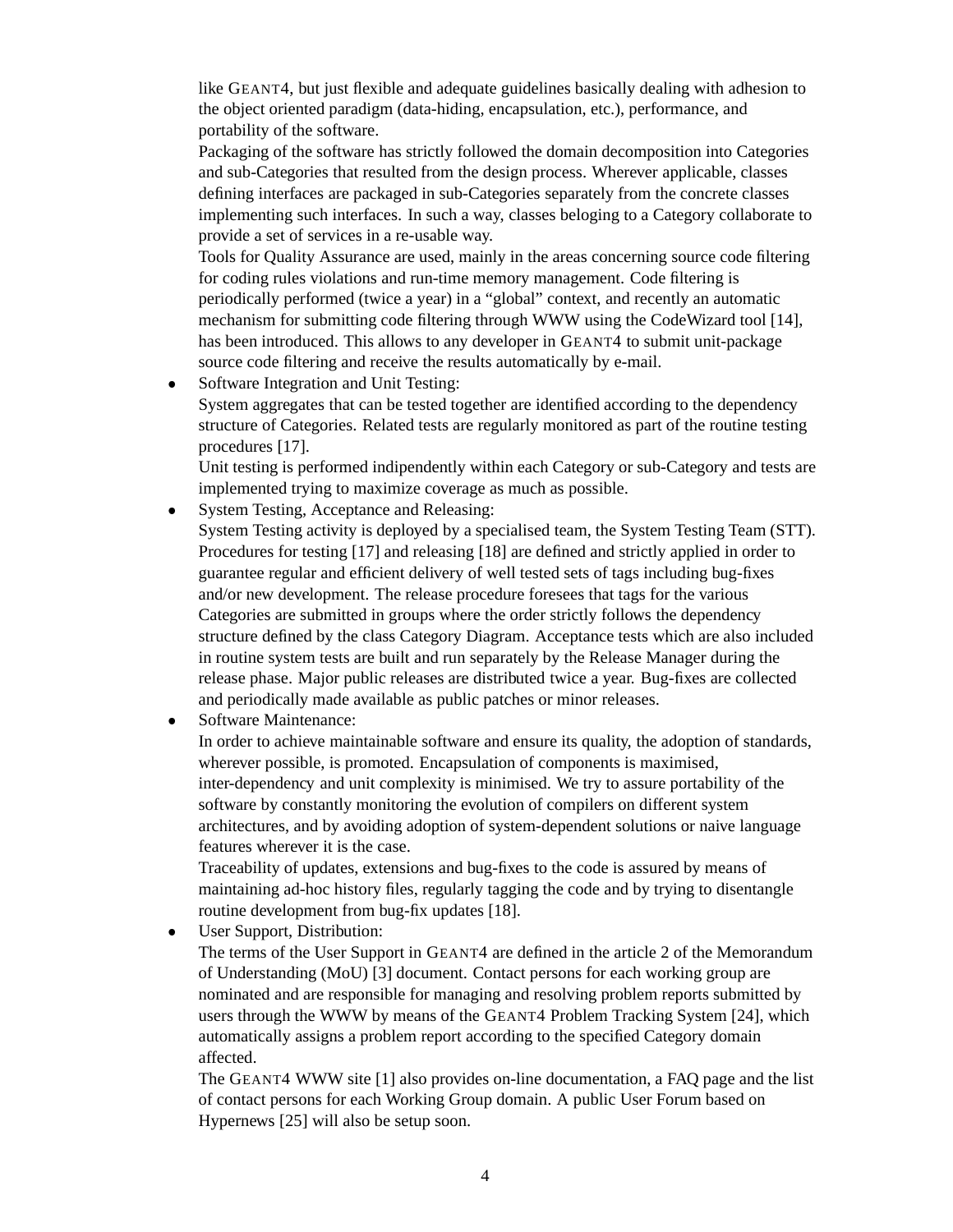like GEANT4, but just flexible and adequate guidelines basically dealing with adhesion to the object oriented paradigm (data-hiding, encapsulation, etc.), performance, and portability of the software.

Packaging of the software has strictly followed the domain decomposition into Categories and sub-Categories that resulted from the design process. Wherever applicable, classes defining interfaces are packaged in sub-Categories separately from the concrete classes implementing such interfaces. In such a way, classes beloging to a Category collaborate to provide a set of services in a re-usable way.

Tools for Quality Assurance are used, mainly in the areas concerning source code filtering for coding rules violations and run-time memory management. Code filtering is periodically performed (twice a year) in a "global" context, and recently an automatic mechanism for submitting code filtering through WWW using the CodeWizard tool [14], has been introduced. This allows to any developer in GEANT4 to submit unit-package source code filtering and receive the results automatically by e-mail.

- Software Integration and Unit Testing:
  System aggregates that can be tested together are identified according to the dependency structure of Categories. Related tests are regularly monitored as part of the routine testing procedures [17].
  Unit testing is performed indipendently within each Category or sub-Category and tests are implemented trying to maximize coverage as much as possible.
- System Testing, Acceptance and Releasing:
  System Testing activity is deployed by a specialised team, the System Testing Team (STT). Procedures for testing [17] and releasing [18] are defined and strictly applied in order to guarantee regular and efficient delivery of well tested sets of tags including bug-fixes and/or new development. The release procedure foresees that tags for the various Categories are submitted in groups where the order strictly follows the dependency structure defined by the class Category Diagram. Acceptance tests which are also included in routine system tests are built and run separately by the Release Manager during the release phase. Major public releases are distributed twice a year. Bug-fixes are collected and periodically made available as public patches or minor releases.
- Software Maintenance:
  In order to achieve maintainable software and ensure its quality, the adoption of standards, wherever possible, is promoted. Encapsulation of components is maximised, inter-dependency and unit complexity is minimised. We try to assure portability of the software by constantly monitoring the evolution of compilers on different system architectures, and by avoiding adoption of system-dependent solutions or naive language features wherever it is the case.
  Traceability of updates, extensions and bug-fixes to the code is assured by means of maintaining ad-hoc history files, regularly tagging the code and by trying to disentangle routine development from bug-fix updates [18].
- User Support, Distribution:
  The terms of the User Support in GEANT4 are defined in the article 2 of the Memorandum of Understanding (MoU) [3] document. Contact persons for each working group are nominated and are responsible for managing and resolving problem reports submitted by users through the WWW by means of the GEANT4 Problem Tracking System [24], which automatically assigns a problem report according to the specified Category domain affected.
  The GEANT4 WWW site [1] also provides on-line documentation, a FAQ page and the list of contact persons for each Working Group domain. A public User Forum based on Hypernews [25] will also be setup soon.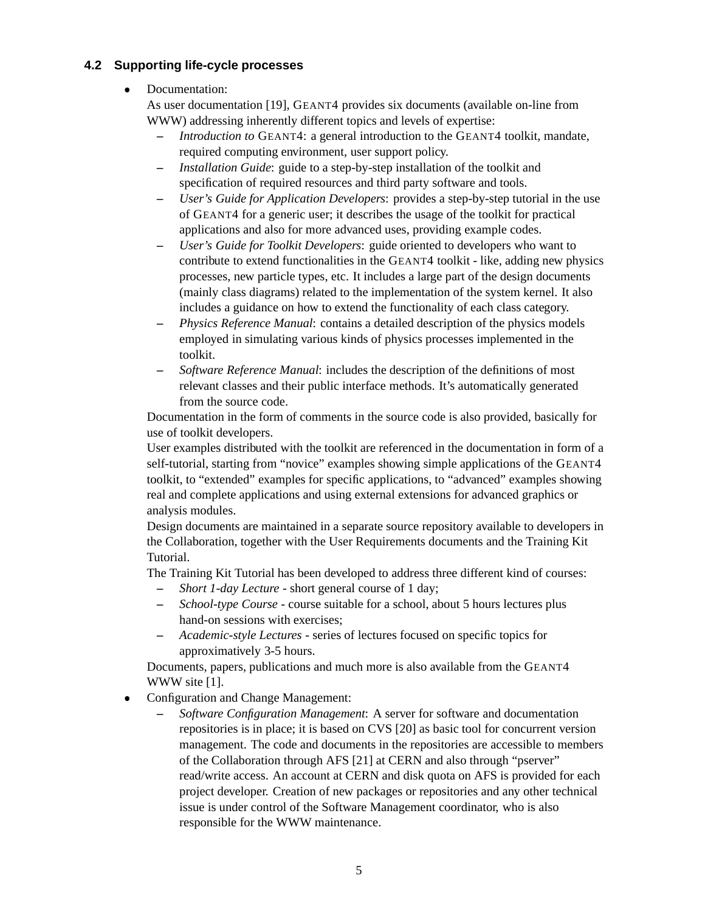### 4.2 Supporting life-cycle processes

- Documentation:
  As user documentation [19], GEANT4 provides six documents (available on-line from WWW) addressing inherently different topics and levels of expertise:
  - *Introduction to* GEANT4: a general introduction to the GEANT4 toolkit, mandate, required computing environment, user support policy.
  - *Installation Guide*: guide to a step-by-step installation of the toolkit and specification of required resources and third party software and tools.
  - *User's Guide for Application Developers*: provides a step-by-step tutorial in the use of GEANT4 for a generic user; it describes the usage of the toolkit for practical applications and also for more advanced uses, providing example codes.
  - *User's Guide for Toolkit Developers*: guide oriented to developers who want to contribute to extend functionalities in the GEANT4 toolkit - like, adding new physics processes, new particle types, etc. It includes a large part of the design documents (mainly class diagrams) related to the implementation of the system kernel. It also includes a guidance on how to extend the functionality of each class category.
  - *Physics Reference Manual*: contains a detailed description of the physics models employed in simulating various kinds of physics processes implemented in the toolkit.
  - *Software Reference Manual*: includes the description of the definitions of most relevant classes and their public interface methods. It's automatically generated from the source code.

  Documentation in the form of comments in the source code is also provided, basically for use of toolkit developers.
  User examples distributed with the toolkit are referenced in the documentation in form of a self-tutorial, starting from "novice" examples showing simple applications of the GEANT4 toolkit, to "extended" examples for specific applications, to "advanced" examples showing real and complete applications and using external extensions for advanced graphics or analysis modules.
  Design documents are maintained in a separate source repository available to developers in the Collaboration, together with the User Requirements documents and the Training Kit Tutorial.
  The Training Kit Tutorial has been developed to address three different kind of courses:
  - *Short 1-day Lecture* - short general course of 1 day;
  - *School-type Course* - course suitable for a school, about 5 hours lectures plus hand-on sessions with exercises;
  - *Academic-style Lectures* - series of lectures focused on specific topics for approximatively 3-5 hours.

  Documents, papers, publications and much more is also available from the GEANT4 WWW site [1].
- Configuration and Change Management:
  - *Software Configuration Management*: A server for software and documentation repositories is in place; it is based on CVS [20] as basic tool for concurrent version management. The code and documents in the repositories are accessible to members of the Collaboration through AFS [21] at CERN and also through "pserver" read/write access. An account at CERN and disk quota on AFS is provided for each project developer. Creation of new packages or repositories and any other technical issue is under control of the Software Management coordinator, who is also responsible for the WWW maintenance.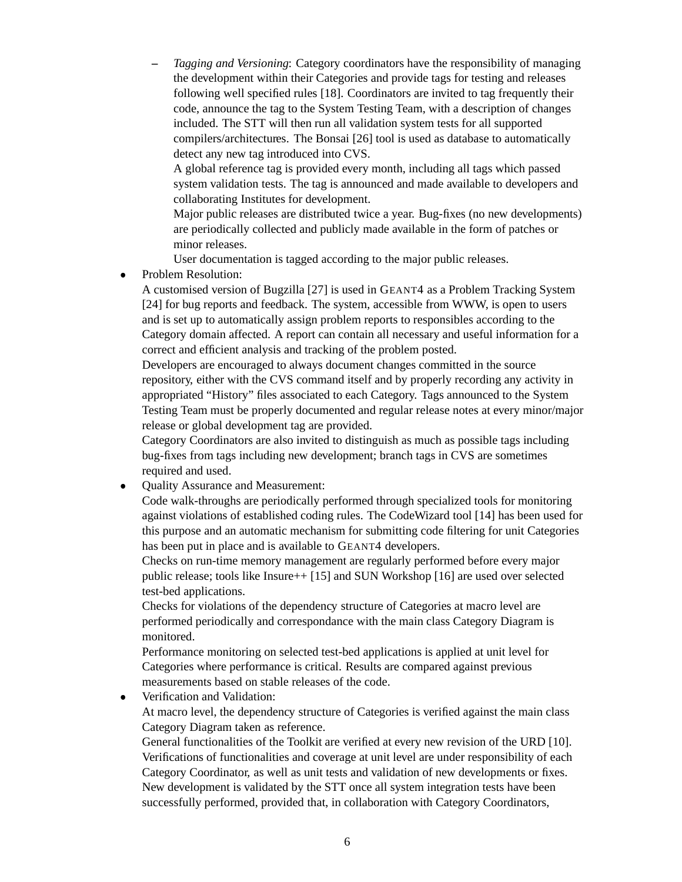- *Tagging and Versioning*: Category coordinators have the responsibility of managing the development within their Categories and provide tags for testing and releases following well specified rules [18]. Coordinators are invited to tag frequently their code, announce the tag to the System Testing Team, with a description of changes included. The STT will then run all validation system tests for all supported compilers/architectures. The Bonsai [26] tool is used as database to automatically detect any new tag introduced into CVS.
     A global reference tag is provided every month, including all tags which passed system validation tests. The tag is announced and made available to developers and collaborating Institutes for development.
     Major public releases are distributed twice a year. Bug-fixes (no new developments) are periodically collected and publicly made available in the form of patches or minor releases.
     User documentation is tagged according to the major public releases.

- Problem Resolution:
  A customised version of Bugzilla [27] is used in GEANT4 as a Problem Tracking System [24] for bug reports and feedback. The system, accessible from WWW, is open to users and is set up to automatically assign problem reports to responsibles according to the Category domain affected. A report can contain all necessary and useful information for a correct and efficient analysis and tracking of the problem posted.
  Developers are encouraged to always document changes committed in the source repository, either with the CVS command itself and by properly recording any activity in appropriated "History" files associated to each Category. Tags announced to the System Testing Team must be properly documented and regular release notes at every minor/major release or global development tag are provided.
  Category Coordinators are also invited to distinguish as much as possible tags including bug-fixes from tags including new development; branch tags in CVS are sometimes required and used.
- Quality Assurance and Measurement:
  Code walk-throughs are periodically performed through specialized tools for monitoring against violations of established coding rules. The CodeWizard tool [14] has been used for this purpose and an automatic mechanism for submitting code filtering for unit Categories has been put in place and is available to GEANT4 developers.
  Checks on run-time memory management are regularly performed before every major public release; tools like Insure++ [15] and SUN Workshop [16] are used over selected test-bed applications.
  Checks for violations of the dependency structure of Categories at macro level are performed periodically and correspondance with the main class Category Diagram is monitored.
  Performance monitoring on selected test-bed applications is applied at unit level for Categories where performance is critical. Results are compared against previous measurements based on stable releases of the code.
- Verification and Validation:
  At macro level, the dependency structure of Categories is verified against the main class Category Diagram taken as reference.
  General functionalities of the Toolkit are verified at every new revision of the URD [10]. Verifications of functionalities and coverage at unit level are under responsibility of each Category Coordinator, as well as unit tests and validation of new developments or fixes. New development is validated by the STT once all system integration tests have been successfully performed, provided that, in collaboration with Category Coordinators,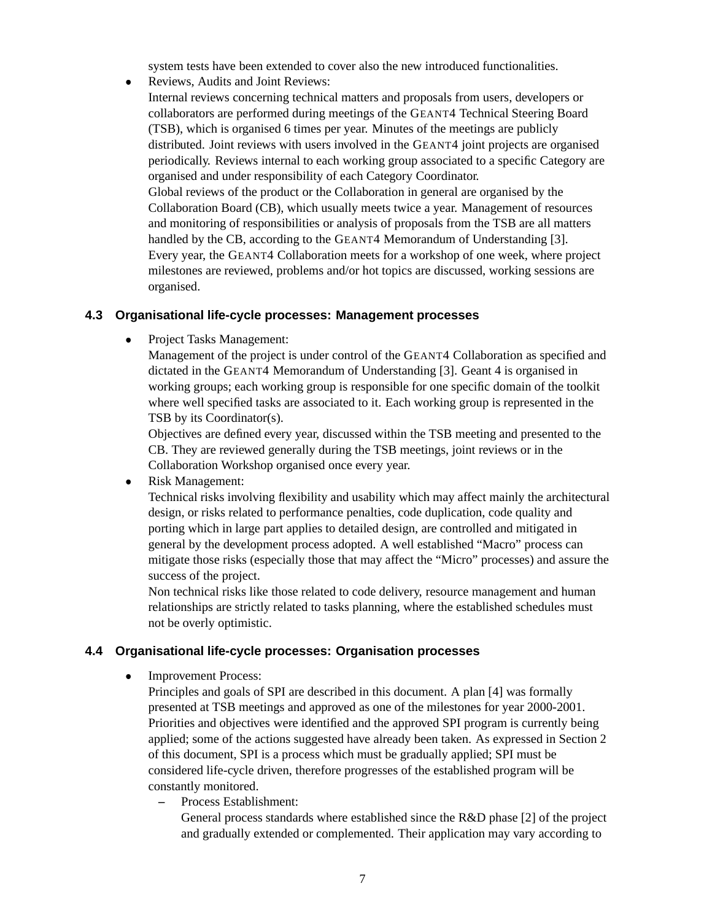system tests have been extended to cover also the new introduced functionalities.

- Reviews, Audits and Joint Reviews:
  Internal reviews concerning technical matters and proposals from users, developers or collaborators are performed during meetings of the GEANT4 Technical Steering Board (TSB), which is organised 6 times per year. Minutes of the meetings are publicly distributed. Joint reviews with users involved in the GEANT4 joint projects are organised periodically. Reviews internal to each working group associated to a specific Category are organised and under responsibility of each Category Coordinator.
  Global reviews of the product or the Collaboration in general are organised by the Collaboration Board (CB), which usually meets twice a year. Management of resources and monitoring of responsibilities or analysis of proposals from the TSB are all matters handled by the CB, according to the GEANT4 Memorandum of Understanding [3].
  Every year, the GEANT4 Collaboration meets for a workshop of one week, where project milestones are reviewed, problems and/or hot topics are discussed, working sessions are organised.

### 4.3 Organisational life-cycle processes: Management processes

- Project Tasks Management:
  Management of the project is under control of the GEANT4 Collaboration as specified and dictated in the GEANT4 Memorandum of Understanding [3]. Geant 4 is organised in working groups; each working group is responsible for one specific domain of the toolkit where well specified tasks are associated to it. Each working group is represented in the TSB by its Coordinator(s).
  Objectives are defined every year, discussed within the TSB meeting and presented to the CB. They are reviewed generally during the TSB meetings, joint reviews or in the Collaboration Workshop organised once every year.
- Risk Management:
  Technical risks involving flexibility and usability which may affect mainly the architectural design, or risks related to performance penalties, code duplication, code quality and porting which in large part applies to detailed design, are controlled and mitigated in general by the development process adopted. A well established "Macro" process can mitigate those risks (especially those that may affect the "Micro" processes) and assure the success of the project.
  Non technical risks like those related to code delivery, resource management and human relationships are strictly related to tasks planning, where the established schedules must not be overly optimistic.

### 4.4 Organisational life-cycle processes: Organisation processes

- Improvement Process:
  Principles and goals of SPI are described in this document. A plan [4] was formally presented at TSB meetings and approved as one of the milestones for year 2000-2001. Priorities and objectives were identified and the approved SPI program is currently being applied; some of the actions suggested have already been taken. As expressed in Section 2 of this document, SPI is a process which must be gradually applied; SPI must be considered life-cycle driven, therefore progresses of the established program will be constantly monitored.
  - Process Establishment:
    General process standards where established since the R&D phase [2] of the project and gradually extended or complemented. Their application may vary according to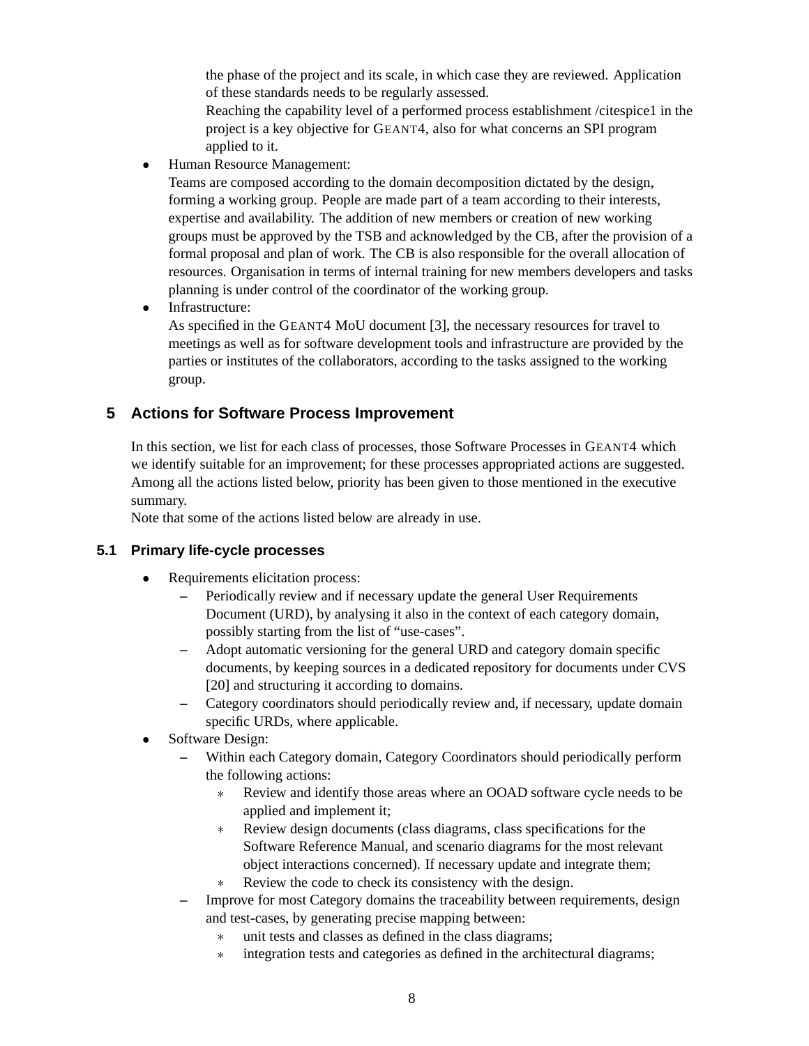the phase of the project and its scale, in which case they are reviewed. Application of these standards needs to be regularly assessed.
Reaching the capability level of a performed process establishment /citespice1 in the project is a key objective for GEANT4, also for what concerns an SPI program applied to it.

- Human Resource Management:
  Teams are composed according to the domain decomposition dictated by the design, forming a working group. People are made part of a team according to their interests, expertise and availability. The addition of new members or creation of new working groups must be approved by the TSB and acknowledged by the CB, after the provision of a formal proposal and plan of work. The CB is also responsible for the overall allocation of resources. Organisation in terms of internal training for new members developers and tasks planning is under control of the coordinator of the working group.
- Infrastructure:
  As specified in the GEANT4 MoU document [3], the necessary resources for travel to meetings as well as for software development tools and infrastructure are provided by the parties or institutes of the collaborators, according to the tasks assigned to the working group.

## 5 Actions for Software Process Improvement

In this section, we list for each class of processes, those Software Processes in GEANT4 which we identify suitable for an improvement; for these processes appropriated actions are suggested. Among all the actions listed below, priority has been given to those mentioned in the executive summary.
Note that some of the actions listed below are already in use.

### 5.1 Primary life-cycle processes

- Requirements elicitation process:
  - Periodically review and if necessary update the general User Requirements Document (URD), by analysing it also in the context of each category domain, possibly starting from the list of "use-cases".
  - Adopt automatic versioning for the general URD and category domain specific documents, by keeping sources in a dedicated repository for documents under CVS [20] and structuring it according to domains.
  - Category coordinators should periodically review and, if necessary, update domain specific URDs, where applicable.
- Software Design:
  - Within each Category domain, Category Coordinators should periodically perform the following actions:
    - Review and identify those areas where an OOAD software cycle needs to be applied and implement it;
    - Review design documents (class diagrams, class specifications for the Software Reference Manual, and scenario diagrams for the most relevant object interactions concerned). If necessary update and integrate them;
    - Review the code to check its consistency with the design.
  - Improve for most Category domains the traceability between requirements, design and test-cases, by generating precise mapping between:
    - unit tests and classes as defined in the class diagrams;
    - integration tests and categories as defined in the architectural diagrams;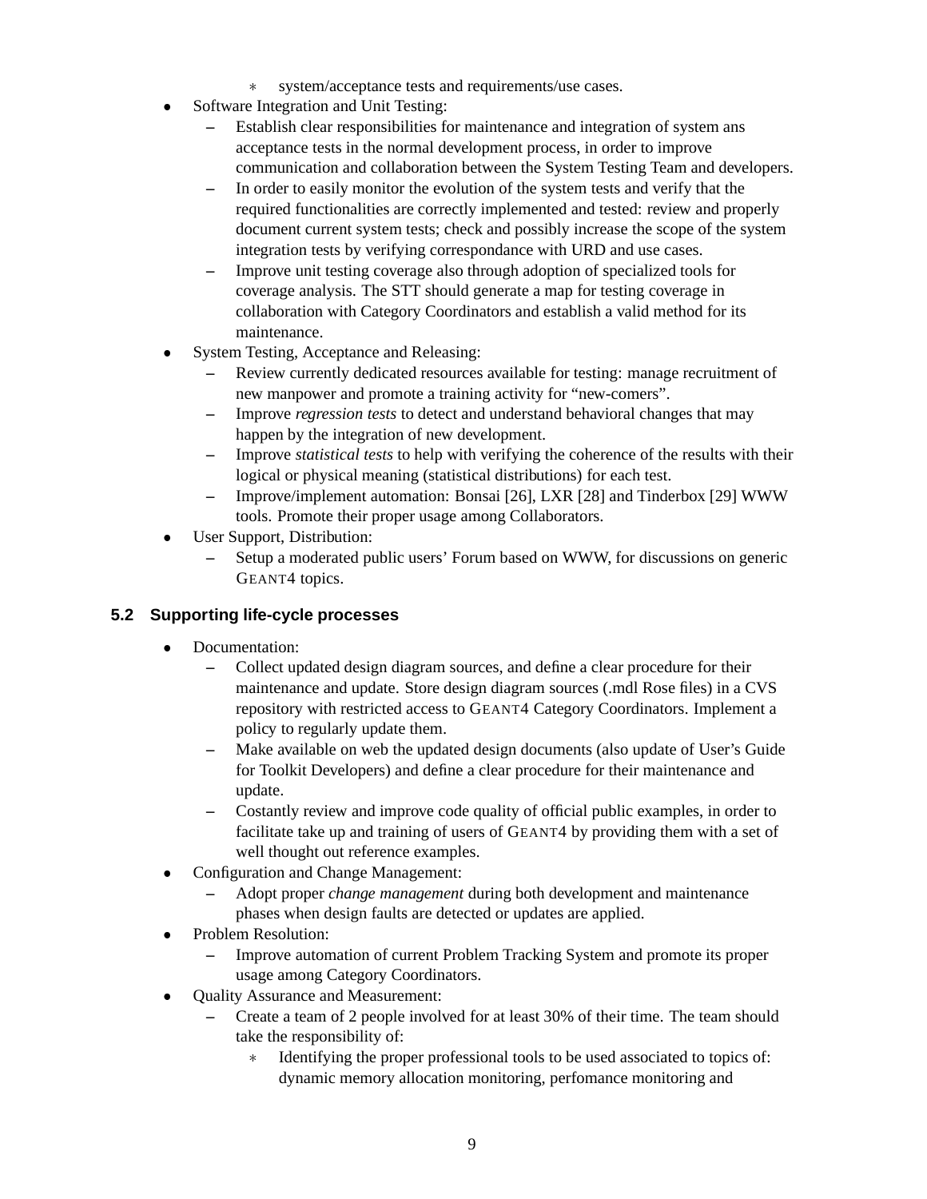- system/acceptance tests and requirements/use cases.
- Software Integration and Unit Testing:
    - Establish clear responsibilities for maintenance and integration of system ans acceptance tests in the normal development process, in order to improve communication and collaboration between the System Testing Team and developers.
    - In order to easily monitor the evolution of the system tests and verify that the required functionalities are correctly implemented and tested: review and properly document current system tests; check and possibly increase the scope of the system integration tests by verifying correspondance with URD and use cases.
    - Improve unit testing coverage also through adoption of specialized tools for coverage analysis. The STT should generate a map for testing coverage in collaboration with Category Coordinators and establish a valid method for its maintenance.
- System Testing, Acceptance and Releasing:
    - Review currently dedicated resources available for testing: manage recruitment of new manpower and promote a training activity for "new-comers".
    - Improve *regression tests* to detect and understand behavioral changes that may happen by the integration of new development.
    - Improve *statistical tests* to help with verifying the coherence of the results with their logical or physical meaning (statistical distributions) for each test.
    - Improve/implement automation: Bonsai [26], LXR [28] and Tinderbox [29] WWW tools. Promote their proper usage among Collaborators.
- User Support, Distribution:
    - Setup a moderated public users' Forum based on WWW, for discussions on generic GEANT4 topics.

## 5.2 Supporting life-cycle processes

- Documentation:
    - Collect updated design diagram sources, and define a clear procedure for their maintenance and update. Store design diagram sources (.mdl Rose files) in a CVS repository with restricted access to GEANT4 Category Coordinators. Implement a policy to regularly update them.
    - Make available on web the updated design documents (also update of User's Guide for Toolkit Developers) and define a clear procedure for their maintenance and update.
    - Costantly review and improve code quality of official public examples, in order to facilitate take up and training of users of GEANT4 by providing them with a set of well thought out reference examples.
- Configuration and Change Management:
    - Adopt proper *change management* during both development and maintenance phases when design faults are detected or updates are applied.
- Problem Resolution:
    - Improve automation of current Problem Tracking System and promote its proper usage among Category Coordinators.
- Quality Assurance and Measurement:
    - Create a team of 2 people involved for at least 30% of their time. The team should take the responsibility of:
        - Identifying the proper professional tools to be used associated to topics of: dynamic memory allocation monitoring, perfomance monitoring and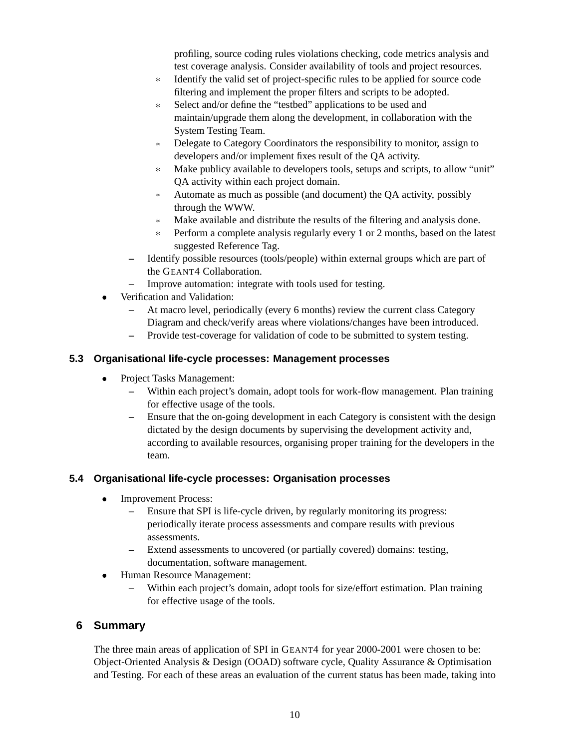profiling, source coding rules violations checking, code metrics analysis and test coverage analysis. Consider availability of tools and project resources.
    * Identify the valid set of project-specific rules to be applied for source code filtering and implement the proper filters and scripts to be adopted.
    * Select and/or define the "testbed" applications to be used and maintain/upgrade them along the development, in collaboration with the System Testing Team.
    * Delegate to Category Coordinators the responsibility to monitor, assign to developers and/or implement fixes result of the QA activity.
    * Make publicy available to developers tools, setups and scripts, to allow "unit" QA activity within each project domain.
    * Automate as much as possible (and document) the QA activity, possibly through the WWW.
    * Make available and distribute the results of the filtering and analysis done.
    * Perform a complete analysis regularly every 1 or 2 months, based on the latest suggested Reference Tag.
  - Identify possible resources (tools/people) within external groups which are part of the GEANT4 Collaboration.
  - Improve automation: integrate with tools used for testing.
- Verification and Validation:
  - At macro level, periodically (every 6 months) review the current class Category Diagram and check/verify areas where violations/changes have been introduced.
  - Provide test-coverage for validation of code to be submitted to system testing.

### 5.3 Organisational life-cycle processes: Management processes

- Project Tasks Management:
  - Within each project's domain, adopt tools for work-flow management. Plan training for effective usage of the tools.
  - Ensure that the on-going development in each Category is consistent with the design dictated by the design documents by supervising the development activity and, according to available resources, organising proper training for the developers in the team.

### 5.4 Organisational life-cycle processes: Organisation processes

- Improvement Process:
  - Ensure that SPI is life-cycle driven, by regularly monitoring its progress: periodically iterate process assessments and compare results with previous assessments.
  - Extend assessments to uncovered (or partially covered) domains: testing, documentation, software management.
- Human Resource Management:
  - Within each project's domain, adopt tools for size/effort estimation. Plan training for effective usage of the tools.

## 6 Summary

The three main areas of application of SPI in GEANT4 for year 2000-2001 were chosen to be: Object-Oriented Analysis & Design (OOAD) software cycle, Quality Assurance & Optimisation and Testing. For each of these areas an evaluation of the current status has been made, taking into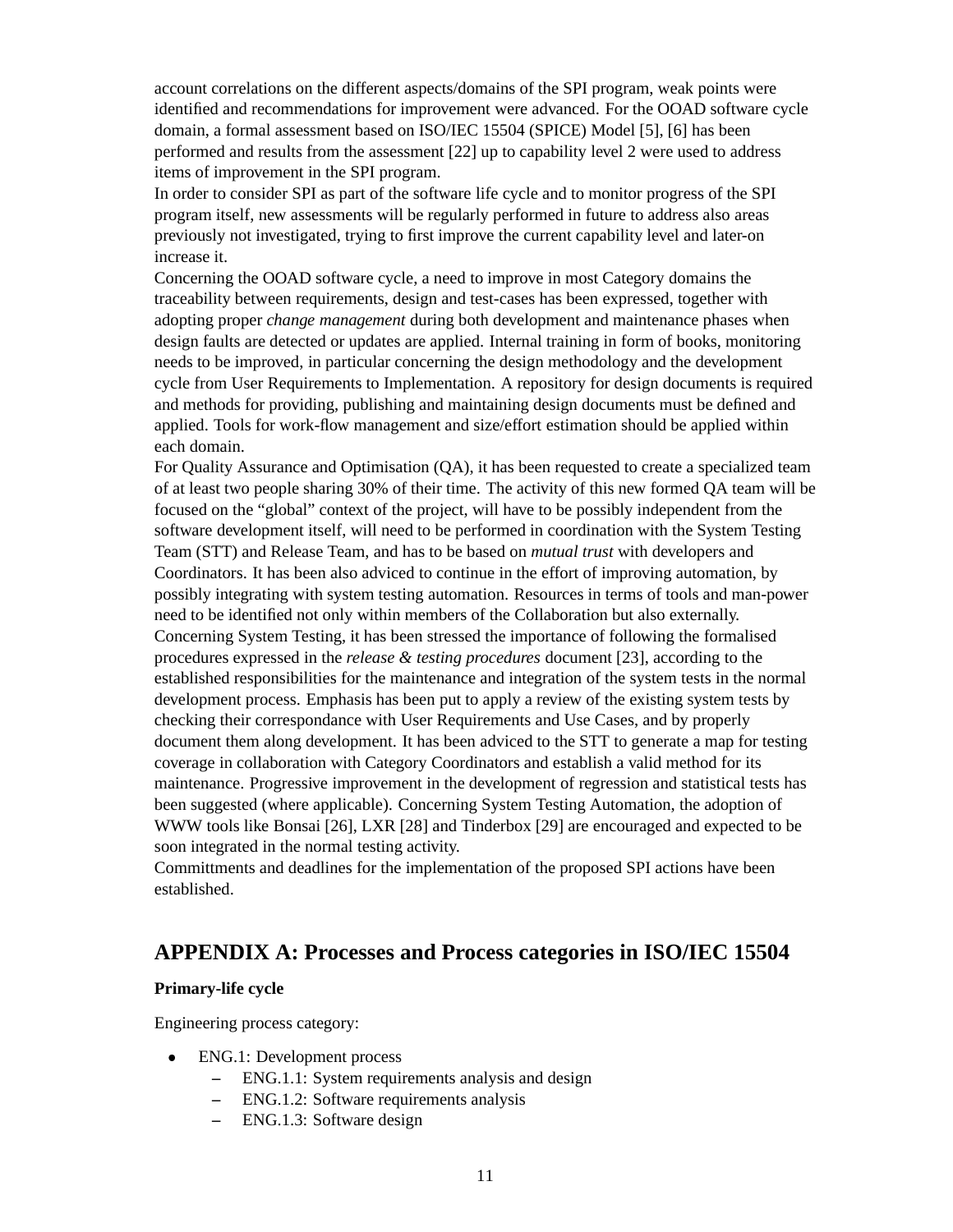account correlations on the different aspects/domains of the SPI program, weak points were identified and recommendations for improvement were advanced. For the OOAD software cycle domain, a formal assessment based on ISO/IEC 15504 (SPICE) Model [5], [6] has been performed and results from the assessment [22] up to capability level 2 were used to address items of improvement in the SPI program.

In order to consider SPI as part of the software life cycle and to monitor progress of the SPI program itself, new assessments will be regularly performed in future to address also areas previously not investigated, trying to first improve the current capability level and later-on increase it.

Concerning the OOAD software cycle, a need to improve in most Category domains the traceability between requirements, design and test-cases has been expressed, together with adopting proper *change management* during both development and maintenance phases when design faults are detected or updates are applied. Internal training in form of books, monitoring needs to be improved, in particular concerning the design methodology and the development cycle from User Requirements to Implementation. A repository for design documents is required and methods for providing, publishing and maintaining design documents must be defined and applied. Tools for work-flow management and size/effort estimation should be applied within each domain.

For Quality Assurance and Optimisation (QA), it has been requested to create a specialized team of at least two people sharing 30% of their time. The activity of this new formed QA team will be focused on the "global" context of the project, will have to be possibly independent from the software development itself, will need to be performed in coordination with the System Testing Team (STT) and Release Team, and has to be based on *mutual trust* with developers and Coordinators. It has been also adviced to continue in the effort of improving automation, by possibly integrating with system testing automation. Resources in terms of tools and man-power need to be identified not only within members of the Collaboration but also externally.

Concerning System Testing, it has been stressed the importance of following the formalised procedures expressed in the *release & testing procedures* document [23], according to the established responsibilities for the maintenance and integration of the system tests in the normal development process. Emphasis has been put to apply a review of the existing system tests by checking their correspondance with User Requirements and Use Cases, and by properly document them along development. It has been adviced to the STT to generate a map for testing coverage in collaboration with Category Coordinators and establish a valid method for its maintenance. Progressive improvement in the development of regression and statistical tests has been suggested (where applicable). Concerning System Testing Automation, the adoption of WWW tools like Bonsai [26], LXR [28] and Tinderbox [29] are encouraged and expected to be soon integrated in the normal testing activity.

Committments and deadlines for the implementation of the proposed SPI actions have been established.

## APPENDIX A: Processes and Process categories in ISO/IEC 15504

**Primary-life cycle**

Engineering process category:

- ENG.1: Development process
  - ENG.1.1: System requirements analysis and design
  - ENG.1.2: Software requirements analysis
  - ENG.1.3: Software design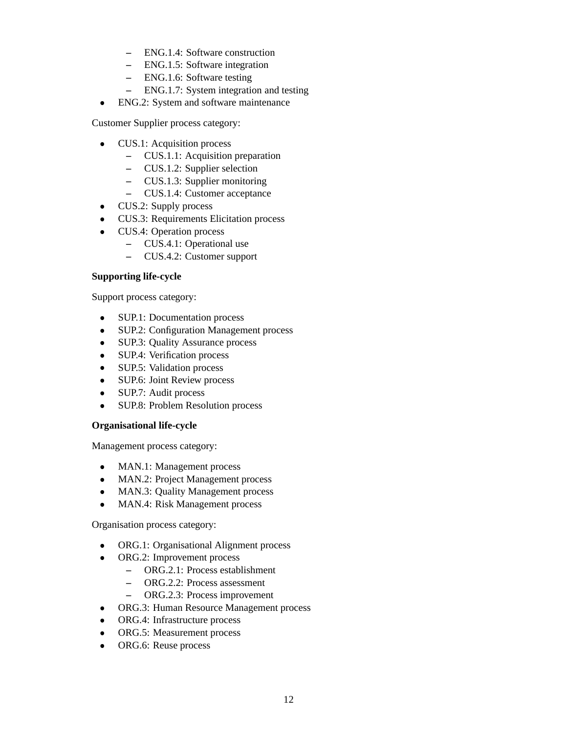- ENG.1.4: Software construction
  - ENG.1.5: Software integration
  - ENG.1.6: Software testing
  - ENG.1.7: System integration and testing
- ENG.2: System and software maintenance

Customer Supplier process category:

- CUS.1: Acquisition process
  - CUS.1.1: Acquisition preparation
  - CUS.1.2: Supplier selection
  - CUS.1.3: Supplier monitoring
  - CUS.1.4: Customer acceptance
- CUS.2: Supply process
- CUS.3: Requirements Elicitation process
- CUS.4: Operation process
  - CUS.4.1: Operational use
  - CUS.4.2: Customer support

**Supporting life-cycle**

Support process category:

- SUP.1: Documentation process
- SUP.2: Configuration Management process
- SUP.3: Quality Assurance process
- SUP.4: Verification process
- SUP.5: Validation process
- SUP.6: Joint Review process
- SUP.7: Audit process
- SUP.8: Problem Resolution process

**Organisational life-cycle**

Management process category:

- MAN.1: Management process
- MAN.2: Project Management process
- MAN.3: Quality Management process
- MAN.4: Risk Management process

Organisation process category:

- ORG.1: Organisational Alignment process
- ORG.2: Improvement process
  - ORG.2.1: Process establishment
  - ORG.2.2: Process assessment
  - ORG.2.3: Process improvement
- ORG.3: Human Resource Management process
- ORG.4: Infrastructure process
- ORG.5: Measurement process
- ORG.6: Reuse process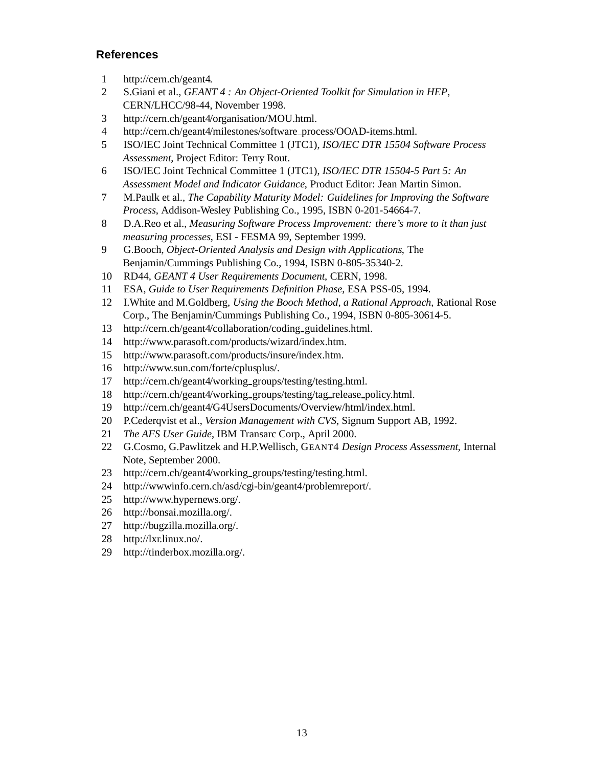## References

1. http://cern.ch/geant4.
2. S.Giani et al., *GEANT 4 : An Object-Oriented Toolkit for Simulation in HEP*, CERN/LHCC/98-44, November 1998.
3. http://cern.ch/geant4/organisation/MOU.html.
4. http://cern.ch/geant4/milestones/software_process/OOAD-items.html.
5. ISO/IEC Joint Technical Committee 1 (JTC1), *ISO/IEC DTR 15504 Software Process Assessment*, Project Editor: Terry Rout.
6. ISO/IEC Joint Technical Committee 1 (JTC1), *ISO/IEC DTR 15504-5 Part 5: An Assessment Model and Indicator Guidance*, Product Editor: Jean Martin Simon.
7. M.Paulk et al., *The Capability Maturity Model: Guidelines for Improving the Software Process*, Addison-Wesley Publishing Co., 1995, ISBN 0-201-54664-7.
8. D.A.Reo et al., *Measuring Software Process Improvement: there's more to it than just measuring processes*, ESI - FESMA 99, September 1999.
9. G.Booch, *Object-Oriented Analysis and Design with Applications*, The Benjamin/Cummings Publishing Co., 1994, ISBN 0-805-35340-2.
10. RD44, *GEANT 4 User Requirements Document*, CERN, 1998.
11. ESA, *Guide to User Requirements Definition Phase*, ESA PSS-05, 1994.
12. I.White and M.Goldberg, *Using the Booch Method, a Rational Approach*, Rational Rose Corp., The Benjamin/Cummings Publishing Co., 1994, ISBN 0-805-30614-5.
13. http://cern.ch/geant4/collaboration/coding_guidelines.html.
14. http://www.parasoft.com/products/wizard/index.htm.
15. http://www.parasoft.com/products/insure/index.htm.
16. http://www.sun.com/forte/cplusplus/.
17. http://cern.ch/geant4/working_groups/testing/testing.html.
18. http://cern.ch/geant4/working_groups/testing/tag_release_policy.html.
19. http://cern.ch/geant4/G4UsersDocuments/Overview/html/index.html.
20. P.Cederqvist et al., *Version Management with CVS*, Signum Support AB, 1992.
21. *The AFS User Guide*, IBM Transarc Corp., April 2000.
22. G.Cosmo, G.Pawlitzek and H.P.Wellisch, GEANT4 *Design Process Assessment*, Internal Note, September 2000.
23. http://cern.ch/geant4/working_groups/testing/testing.html.
24. http://wwwinfo.cern.ch/asd/cgi-bin/geant4/problemreport/.
25. http://www.hypernews.org/.
26. http://bonsai.mozilla.org/.
27. http://bugzilla.mozilla.org/.
28. http://lxr.linux.no/.
29. http://tinderbox.mozilla.org/.